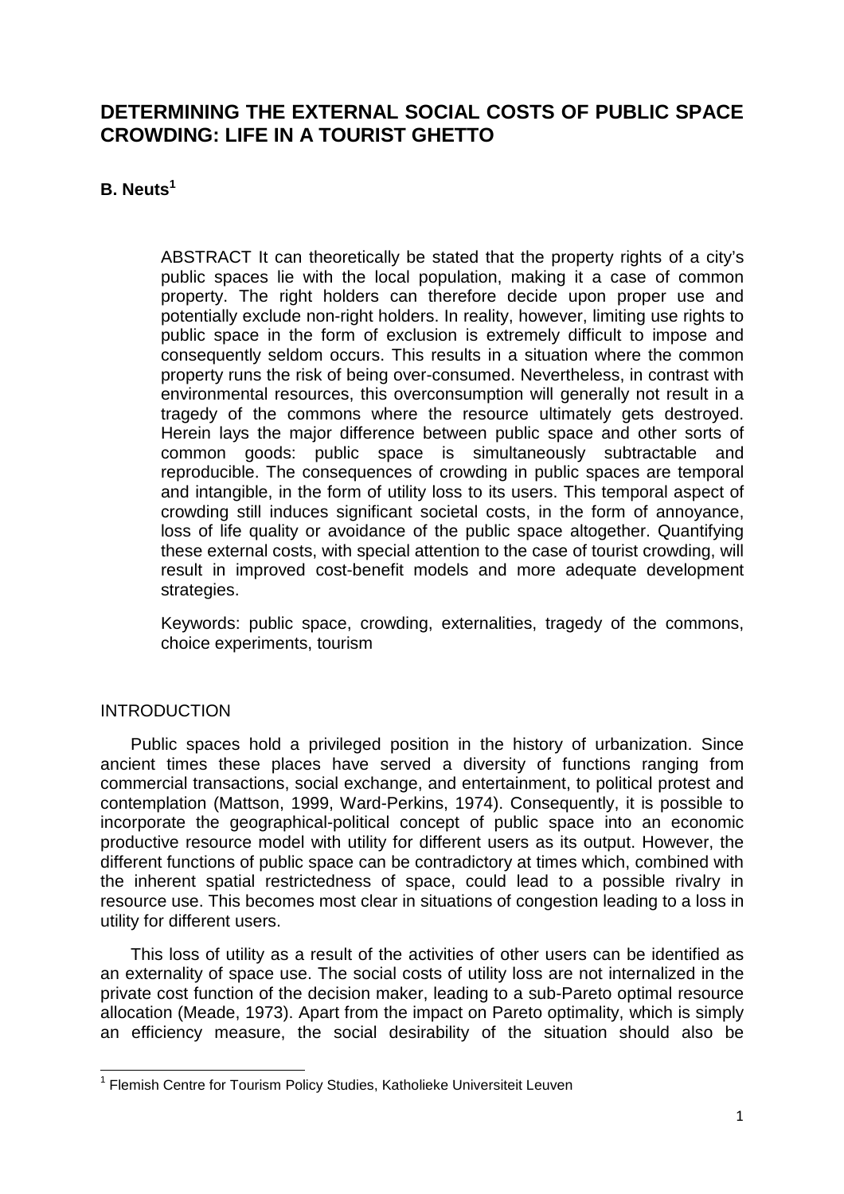# DETERMINING THE EXTERNAL SOCIAL COSTS OF PUBLIC SPACE CROWDING: LIFE IN A TOURIST GHETTO

**B. Neuts**[1]

> ABSTRACT It can theoretically be stated that the property rights of a city's public spaces lie with the local population, making it a case of common property. The right holders can therefore decide upon proper use and potentially exclude non-right holders. In reality, however, limiting use rights to public space in the form of exclusion is extremely difficult to impose and consequently seldom occurs. This results in a situation where the common property runs the risk of being over-consumed. Nevertheless, in contrast with environmental resources, this overconsumption will generally not result in a tragedy of the commons where the resource ultimately gets destroyed. Herein lays the major difference between public space and other sorts of common goods: public space is simultaneously subtractable and reproducible. The consequences of crowding in public spaces are temporal and intangible, in the form of utility loss to its users. This temporal aspect of crowding still induces significant societal costs, in the form of annoyance, loss of life quality or avoidance of the public space altogether. Quantifying these external costs, with special attention to the case of tourist crowding, will result in improved cost-benefit models and more adequate development strategies.
>
> Keywords: public space, crowding, externalities, tragedy of the commons, choice experiments, tourism

## INTRODUCTION

Public spaces hold a privileged position in the history of urbanization. Since ancient times these places have served a diversity of functions ranging from commercial transactions, social exchange, and entertainment, to political protest and contemplation (Mattson, 1999, Ward-Perkins, 1974). Consequently, it is possible to incorporate the geographical-political concept of public space into an economic productive resource model with utility for different users as its output. However, the different functions of public space can be contradictory at times which, combined with the inherent spatial restrictedness of space, could lead to a possible rivalry in resource use. This becomes most clear in situations of congestion leading to a loss in utility for different users.

This loss of utility as a result of the activities of other users can be identified as an externality of space use. The social costs of utility loss are not internalized in the private cost function of the decision maker, leading to a sub-Pareto optimal resource allocation (Meade, 1973). Apart from the impact on Pareto optimality, which is simply an efficiency measure, the social desirability of the situation should also be

[1] Flemish Centre for Tourism Policy Studies, Katholieke Universiteit Leuven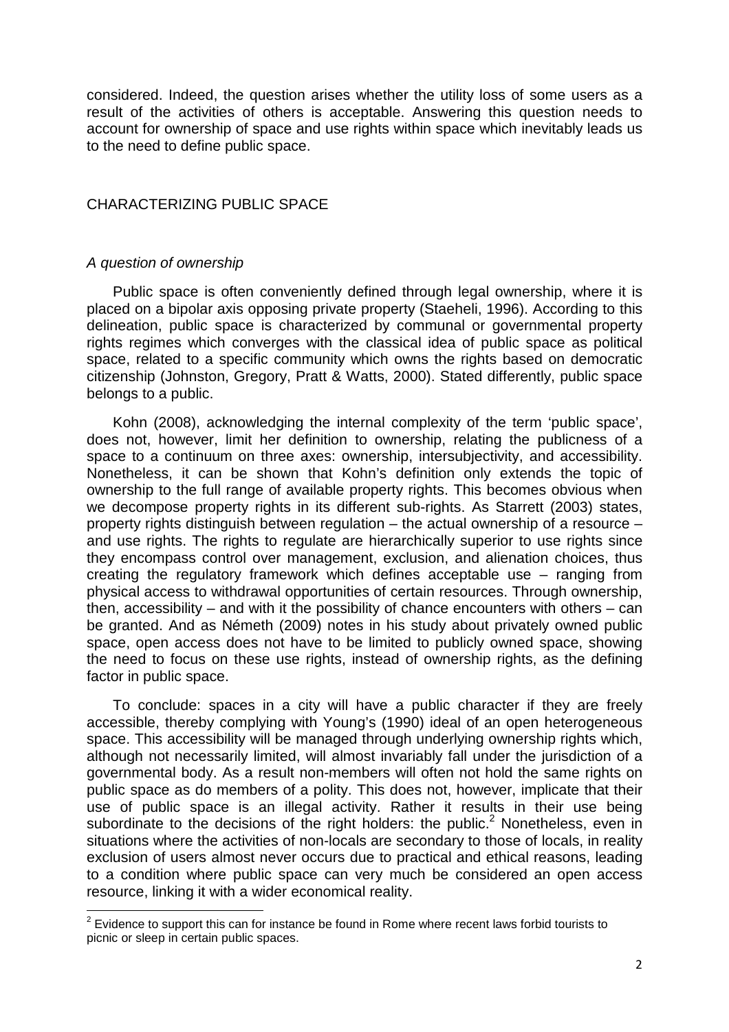considered. Indeed, the question arises whether the utility loss of some users as a result of the activities of others is acceptable. Answering this question needs to account for ownership of space and use rights within space which inevitably leads us to the need to define public space.

## CHARACTERIZING PUBLIC SPACE

### *A question of ownership*

Public space is often conveniently defined through legal ownership, where it is placed on a bipolar axis opposing private property (Staeheli, 1996). According to this delineation, public space is characterized by communal or governmental property rights regimes which converges with the classical idea of public space as political space, related to a specific community which owns the rights based on democratic citizenship (Johnston, Gregory, Pratt & Watts, 2000). Stated differently, public space belongs to a public.

Kohn (2008), acknowledging the internal complexity of the term 'public space', does not, however, limit her definition to ownership, relating the publicness of a space to a continuum on three axes: ownership, intersubjectivity, and accessibility. Nonetheless, it can be shown that Kohn's definition only extends the topic of ownership to the full range of available property rights. This becomes obvious when we decompose property rights in its different sub-rights. As Starrett (2003) states, property rights distinguish between regulation – the actual ownership of a resource – and use rights. The rights to regulate are hierarchically superior to use rights since they encompass control over management, exclusion, and alienation choices, thus creating the regulatory framework which defines acceptable use – ranging from physical access to withdrawal opportunities of certain resources. Through ownership, then, accessibility – and with it the possibility of chance encounters with others – can be granted. And as Németh (2009) notes in his study about privately owned public space, open access does not have to be limited to publicly owned space, showing the need to focus on these use rights, instead of ownership rights, as the defining factor in public space.

To conclude: spaces in a city will have a public character if they are freely accessible, thereby complying with Young's (1990) ideal of an open heterogeneous space. This accessibility will be managed through underlying ownership rights which, although not necessarily limited, will almost invariably fall under the jurisdiction of a governmental body. As a result non-members will often not hold the same rights on public space as do members of a polity. This does not, however, implicate that their use of public space is an illegal activity. Rather it results in their use being subordinate to the decisions of the right holders: the public.[2] Nonetheless, even in situations where the activities of non-locals are secondary to those of locals, in reality exclusion of users almost never occurs due to practical and ethical reasons, leading to a condition where public space can very much be considered an open access resource, linking it with a wider economical reality.

[2] Evidence to support this can for instance be found in Rome where recent laws forbid tourists to picnic or sleep in certain public spaces.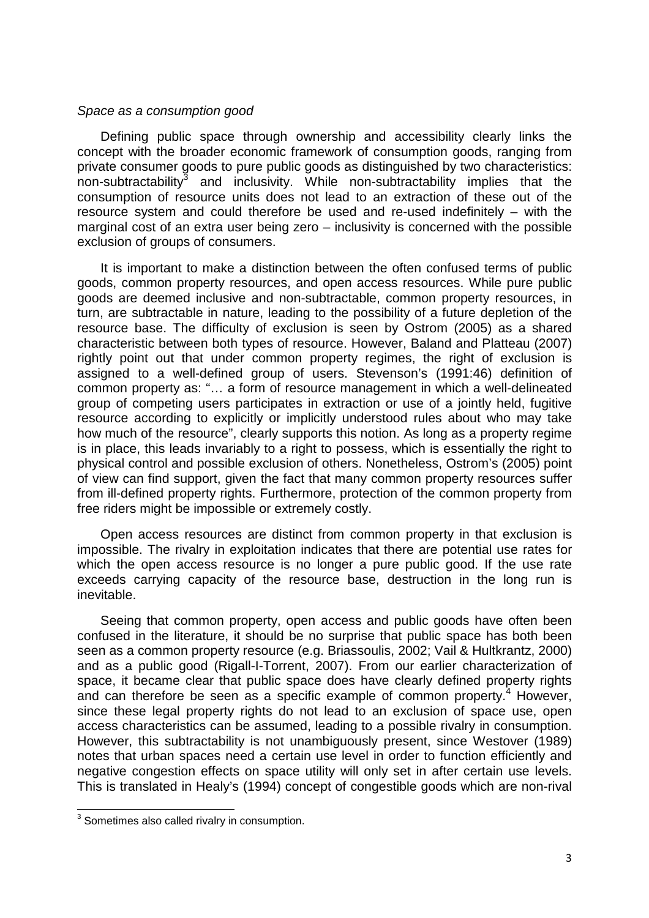*Space as a consumption good*

Defining public space through ownership and accessibility clearly links the concept with the broader economic framework of consumption goods, ranging from private consumer goods to pure public goods as distinguished by two characteristics: non-subtractability[3] and inclusivity. While non-subtractability implies that the consumption of resource units does not lead to an extraction of these out of the resource system and could therefore be used and re-used indefinitely – with the marginal cost of an extra user being zero – inclusivity is concerned with the possible exclusion of groups of consumers.

It is important to make a distinction between the often confused terms of public goods, common property resources, and open access resources. While pure public goods are deemed inclusive and non-subtractable, common property resources, in turn, are subtractable in nature, leading to the possibility of a future depletion of the resource base. The difficulty of exclusion is seen by Ostrom (2005) as a shared characteristic between both types of resource. However, Baland and Platteau (2007) rightly point out that under common property regimes, the right of exclusion is assigned to a well-defined group of users. Stevenson's (1991:46) definition of common property as: "… a form of resource management in which a well-delineated group of competing users participates in extraction or use of a jointly held, fugitive resource according to explicitly or implicitly understood rules about who may take how much of the resource", clearly supports this notion. As long as a property regime is in place, this leads invariably to a right to possess, which is essentially the right to physical control and possible exclusion of others. Nonetheless, Ostrom's (2005) point of view can find support, given the fact that many common property resources suffer from ill-defined property rights. Furthermore, protection of the common property from free riders might be impossible or extremely costly.

Open access resources are distinct from common property in that exclusion is impossible. The rivalry in exploitation indicates that there are potential use rates for which the open access resource is no longer a pure public good. If the use rate exceeds carrying capacity of the resource base, destruction in the long run is inevitable.

Seeing that common property, open access and public goods have often been confused in the literature, it should be no surprise that public space has both been seen as a common property resource (e.g. Briassoulis, 2002; Vail & Hultkrantz, 2000) and as a public good (Rigall-I-Torrent, 2007). From our earlier characterization of space, it became clear that public space does have clearly defined property rights and can therefore be seen as a specific example of common property.[4] However, since these legal property rights do not lead to an exclusion of space use, open access characteristics can be assumed, leading to a possible rivalry in consumption. However, this subtractability is not unambiguously present, since Westover (1989) notes that urban spaces need a certain use level in order to function efficiently and negative congestion effects on space utility will only set in after certain use levels. This is translated in Healy's (1994) concept of congestible goods which are non-rival

[3] Sometimes also called rivalry in consumption.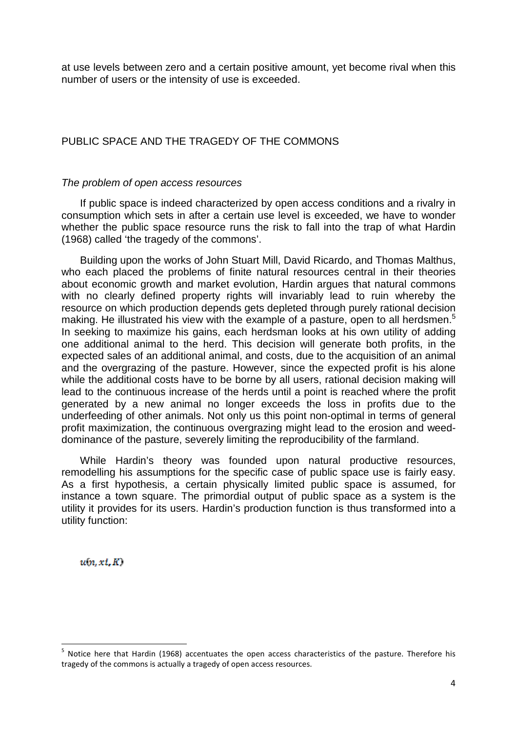at use levels between zero and a certain positive amount, yet become rival when this number of users or the intensity of use is exceeded.

## PUBLIC SPACE AND THE TRAGEDY OF THE COMMONS

### *The problem of open access resources*

If public space is indeed characterized by open access conditions and a rivalry in consumption which sets in after a certain use level is exceeded, we have to wonder whether the public space resource runs the risk to fall into the trap of what Hardin (1968) called 'the tragedy of the commons'.

Building upon the works of John Stuart Mill, David Ricardo, and Thomas Malthus, who each placed the problems of finite natural resources central in their theories about economic growth and market evolution, Hardin argues that natural commons with no clearly defined property rights will invariably lead to ruin whereby the resource on which production depends gets depleted through purely rational decision making. He illustrated his view with the example of a pasture, open to all herdsmen.[5] In seeking to maximize his gains, each herdsman looks at his own utility of adding one additional animal to the herd. This decision will generate both profits, in the expected sales of an additional animal, and costs, due to the acquisition of an animal and the overgrazing of the pasture. However, since the expected profit is his alone while the additional costs have to be borne by all users, rational decision making will lead to the continuous increase of the herds until a point is reached where the profit generated by a new animal no longer exceeds the loss in profits due to the underfeeding of other animals. Not only us this point non-optimal in terms of general profit maximization, the continuous overgrazing might lead to the erosion and weed-dominance of the pasture, severely limiting the reproducibility of the farmland.

While Hardin's theory was founded upon natural productive resources, remodelling his assumptions for the specific case of public space use is fairly easy. As a first hypothesis, a certain physically limited public space is assumed, for instance a town square. The primordial output of public space as a system is the utility it provides for its users. Hardin's production function is thus transformed into a utility function:

$$u(n, xi, K)$$

---

[5] Notice here that Hardin (1968) accentuates the open access characteristics of the pasture. Therefore his tragedy of the commons is actually a tragedy of open access resources.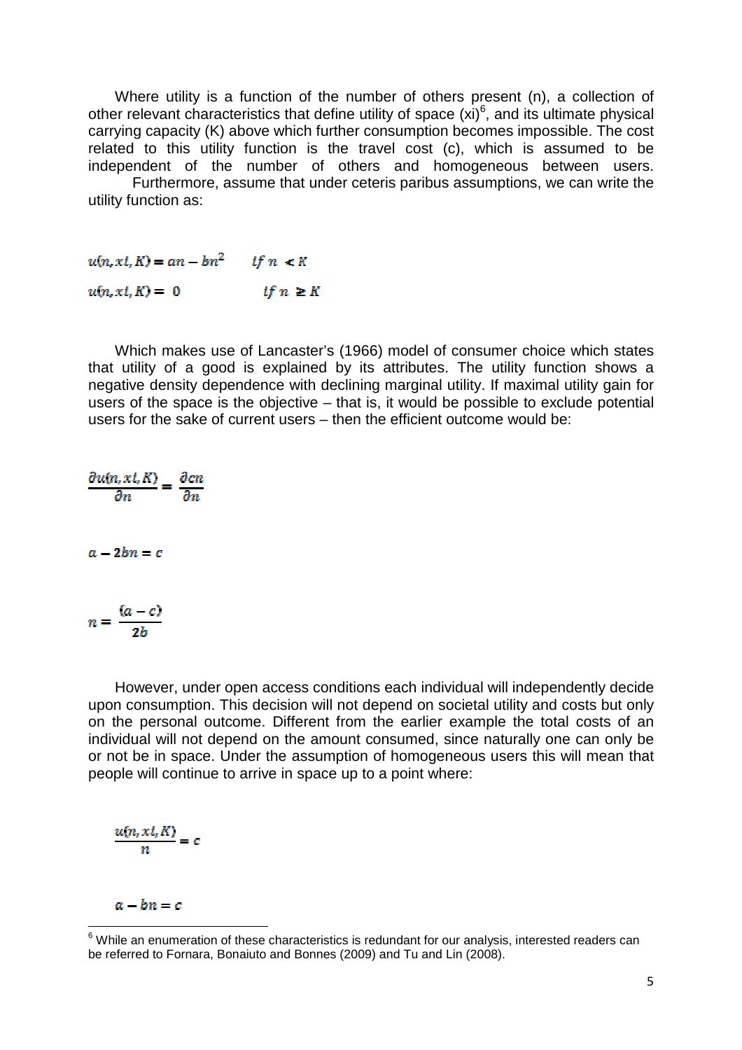Where utility is a function of the number of others present (n), a collection of other relevant characteristics that define utility of space (xi)[6], and its ultimate physical carrying capacity (K) above which further consumption becomes impossible. The cost related to this utility function is the travel cost (c), which is assumed to be independent of the number of others and homogeneous between users. Furthermore, assume that under ceteris paribus assumptions, we can write the utility function as:

$$u(n, xi, K) = an - bn^2 \qquad if\ n < K$$

$$u(n, xi, K) = 0 \qquad if\ n \geq K$$

Which makes use of Lancaster's (1966) model of consumer choice which states that utility of a good is explained by its attributes. The utility function shows a negative density dependence with declining marginal utility. If maximal utility gain for users of the space is the objective – that is, it would be possible to exclude potential users for the sake of current users – then the efficient outcome would be:

$$\frac{\partial u(n, xi, K)}{\partial n} = \frac{\partial cn}{\partial n}$$

$$a - 2bn = c$$

$$n = \frac{(a - c)}{2b}$$

However, under open access conditions each individual will independently decide upon consumption. This decision will not depend on societal utility and costs but only on the personal outcome. Different from the earlier example the total costs of an individual will not depend on the amount consumed, since naturally one can only be or not be in space. Under the assumption of homogeneous users this will mean that people will continue to arrive in space up to a point where:

$$\frac{u(n, xi, K)}{n} = c$$

$$a - bn = c$$

[6] While an enumeration of these characteristics is redundant for our analysis, interested readers can be referred to Fornara, Bonaiuto and Bonnes (2009) and Tu and Lin (2008).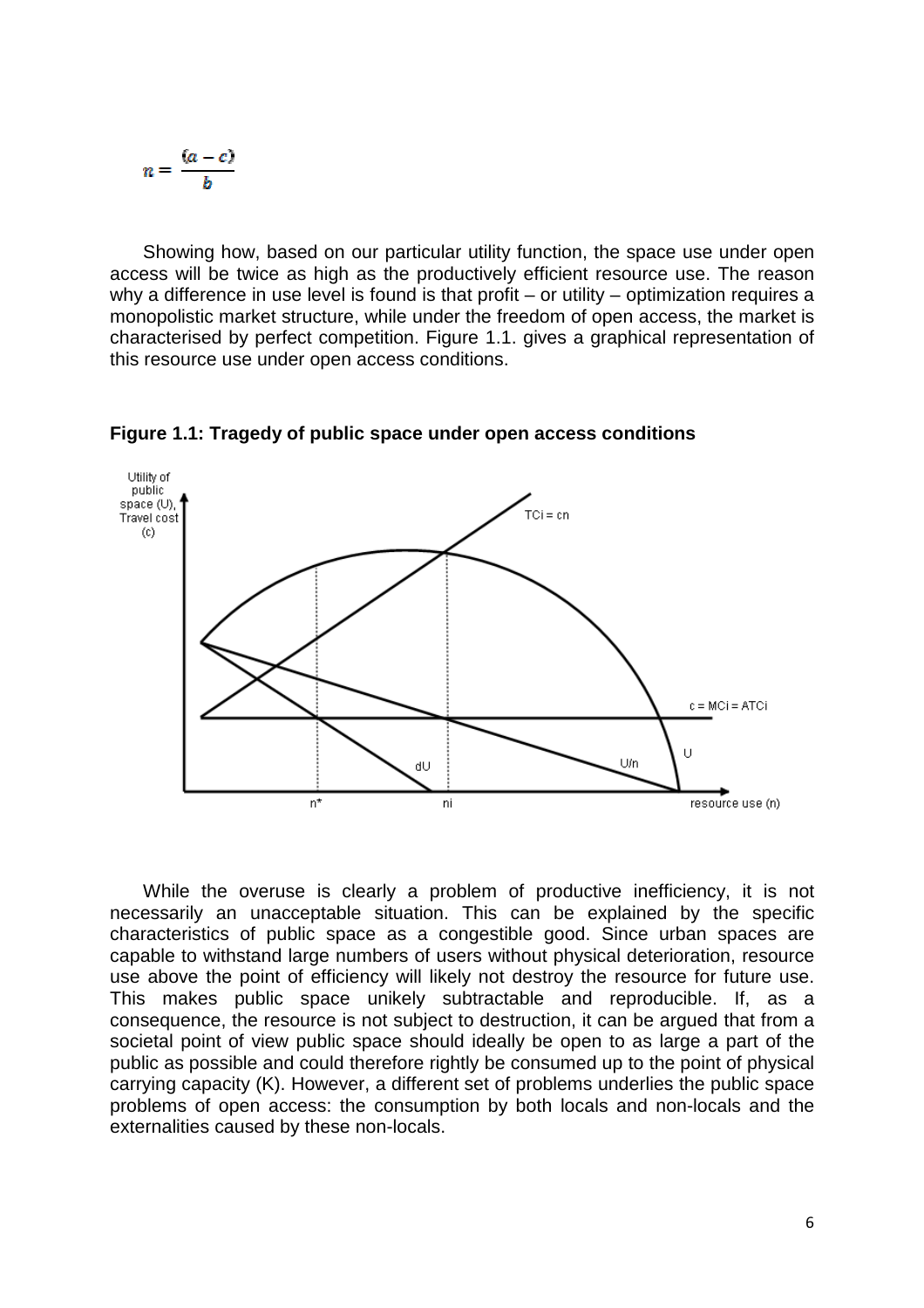$$n = \frac{(a - c)}{b}$$

Showing how, based on our particular utility function, the space use under open access will be twice as high as the productively efficient resource use. The reason why a difference in use level is found is that profit – or utility – optimization requires a monopolistic market structure, while under the freedom of open access, the market is characterised by perfect competition. Figure 1.1. gives a graphical representation of this resource use under open access conditions.

**Figure 1.1: Tragedy of public space under open access conditions**

While the overuse is clearly a problem of productive inefficiency, it is not necessarily an unacceptable situation. This can be explained by the specific characteristics of public space as a congestible good. Since urban spaces are capable to withstand large numbers of users without physical deterioration, resource use above the point of efficiency will likely not destroy the resource for future use. This makes public space unikely subtractable and reproducible. If, as a consequence, the resource is not subject to destruction, it can be argued that from a societal point of view public space should ideally be open to as large a part of the public as possible and could therefore rightly be consumed up to the point of physical carrying capacity (K). However, a different set of problems underlies the public space problems of open access: the consumption by both locals and non-locals and the externalities caused by these non-locals.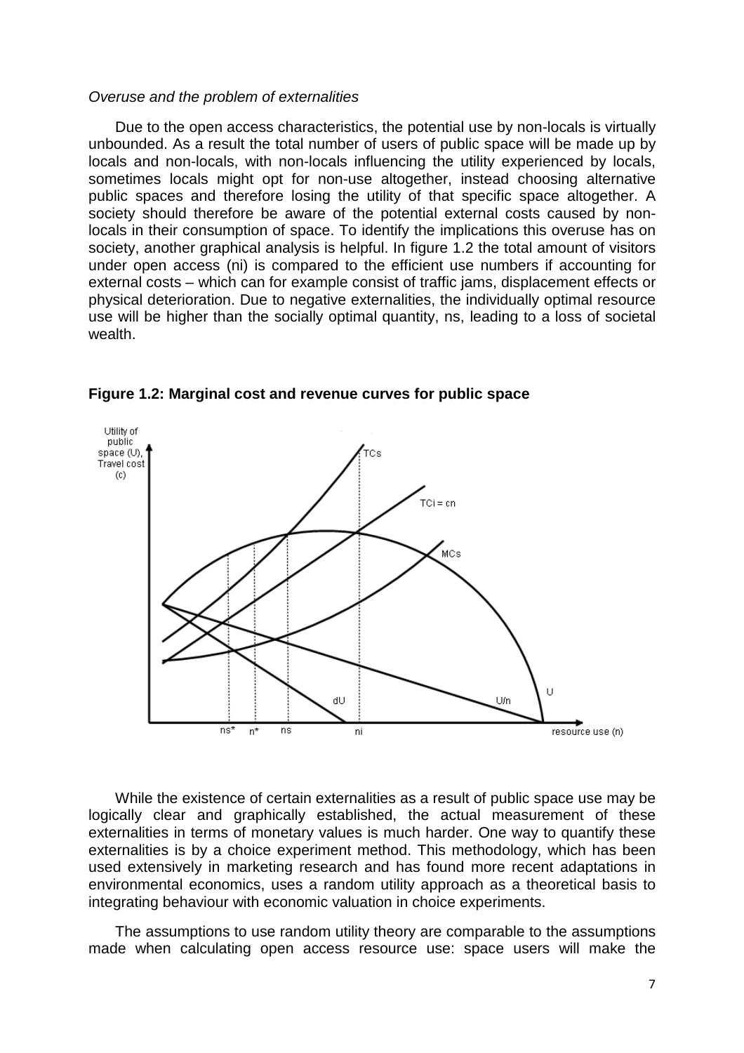*Overuse and the problem of externalities*

Due to the open access characteristics, the potential use by non-locals is virtually unbounded. As a result the total number of users of public space will be made up by locals and non-locals, with non-locals influencing the utility experienced by locals, sometimes locals might opt for non-use altogether, instead choosing alternative public spaces and therefore losing the utility of that specific space altogether. A society should therefore be aware of the potential external costs caused by non-locals in their consumption of space. To identify the implications this overuse has on society, another graphical analysis is helpful. In figure 1.2 the total amount of visitors under open access (ni) is compared to the efficient use numbers if accounting for external costs – which can for example consist of traffic jams, displacement effects or physical deterioration. Due to negative externalities, the individually optimal resource use will be higher than the socially optimal quantity, ns, leading to a loss of societal wealth.

**Figure 1.2: Marginal cost and revenue curves for public space**

While the existence of certain externalities as a result of public space use may be logically clear and graphically established, the actual measurement of these externalities in terms of monetary values is much harder. One way to quantify these externalities is by a choice experiment method. This methodology, which has been used extensively in marketing research and has found more recent adaptations in environmental economics, uses a random utility approach as a theoretical basis to integrating behaviour with economic valuation in choice experiments.

The assumptions to use random utility theory are comparable to the assumptions made when calculating open access resource use: space users will make the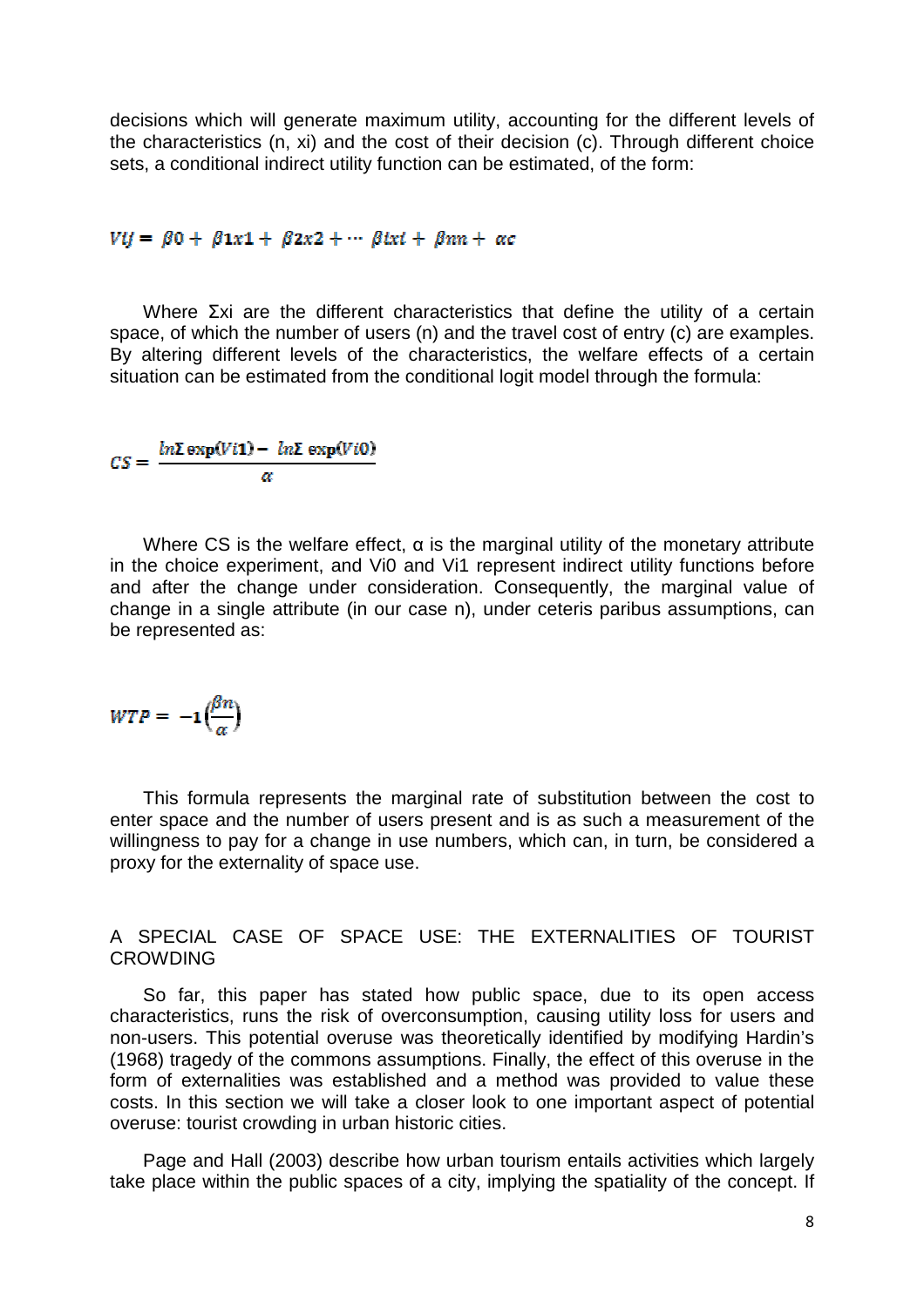decisions which will generate maximum utility, accounting for the different levels of the characteristics (n, xi) and the cost of their decision (c). Through different choice sets, a conditional indirect utility function can be estimated, of the form:

$$Vij = \beta 0 + \beta 1x1 + \beta 2x2 + \cdots \beta ixi + \beta nn + \alpha c$$

Where Σxi are the different characteristics that define the utility of a certain space, of which the number of users (n) and the travel cost of entry (c) are examples. By altering different levels of the characteristics, the welfare effects of a certain situation can be estimated from the conditional logit model through the formula:

$$CS = \frac{ln\Sigma \exp(Vi1) - ln\Sigma \exp(Vi0)}{\alpha}$$

Where CS is the welfare effect, α is the marginal utility of the monetary attribute in the choice experiment, and Vi0 and Vi1 represent indirect utility functions before and after the change under consideration. Consequently, the marginal value of change in a single attribute (in our case n), under ceteris paribus assumptions, can be represented as:

$$WTP = -1\left(\frac{\beta n}{\alpha}\right)$$

This formula represents the marginal rate of substitution between the cost to enter space and the number of users present and is as such a measurement of the willingness to pay for a change in use numbers, which can, in turn, be considered a proxy for the externality of space use.

## A SPECIAL CASE OF SPACE USE: THE EXTERNALITIES OF TOURIST CROWDING

So far, this paper has stated how public space, due to its open access characteristics, runs the risk of overconsumption, causing utility loss for users and non-users. This potential overuse was theoretically identified by modifying Hardin's (1968) tragedy of the commons assumptions. Finally, the effect of this overuse in the form of externalities was established and a method was provided to value these costs. In this section we will take a closer look to one important aspect of potential overuse: tourist crowding in urban historic cities.

Page and Hall (2003) describe how urban tourism entails activities which largely take place within the public spaces of a city, implying the spatiality of the concept. If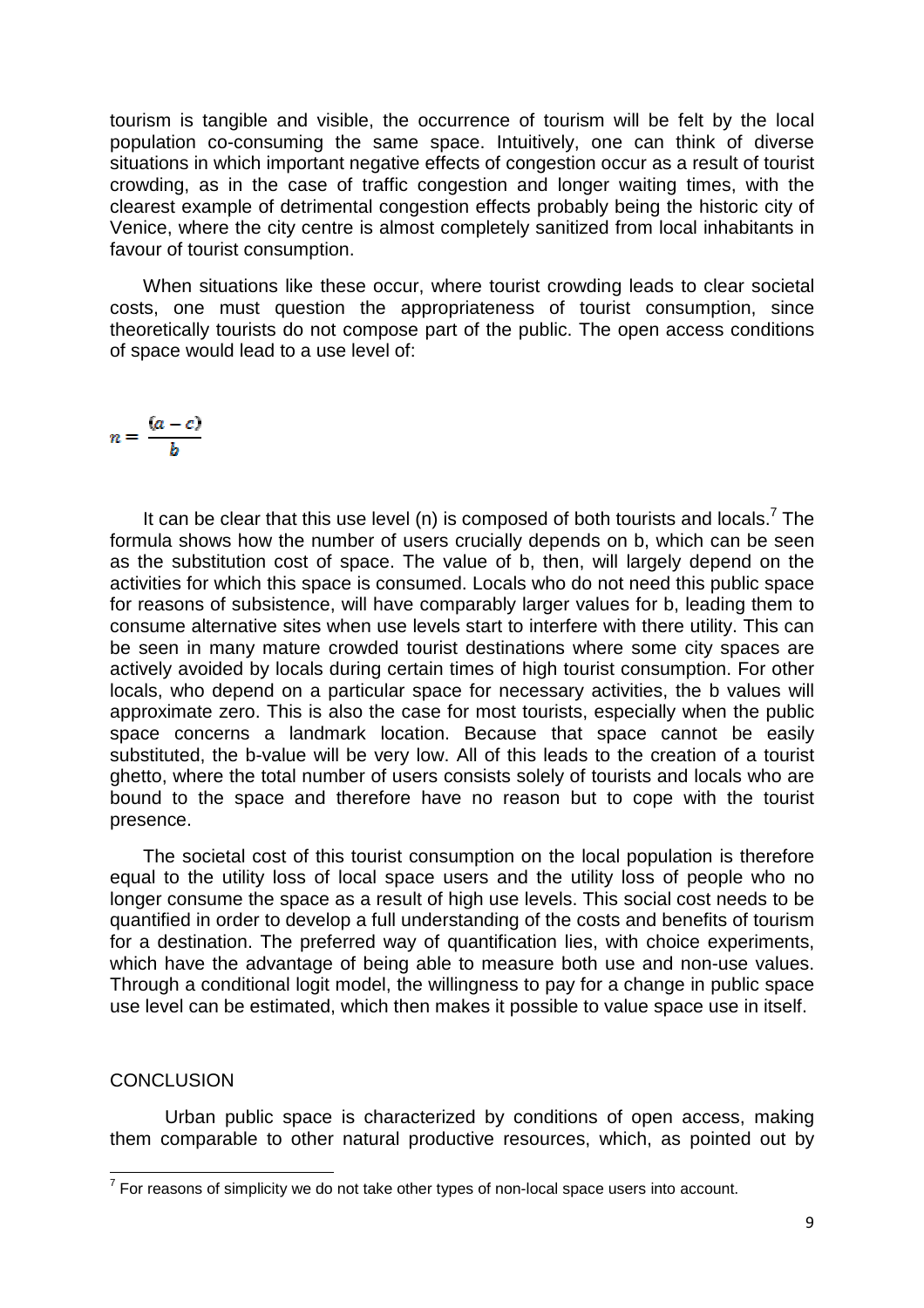tourism is tangible and visible, the occurrence of tourism will be felt by the local population co-consuming the same space. Intuitively, one can think of diverse situations in which important negative effects of congestion occur as a result of tourist crowding, as in the case of traffic congestion and longer waiting times, with the clearest example of detrimental congestion effects probably being the historic city of Venice, where the city centre is almost completely sanitized from local inhabitants in favour of tourist consumption.

When situations like these occur, where tourist crowding leads to clear societal costs, one must question the appropriateness of tourist consumption, since theoretically tourists do not compose part of the public. The open access conditions of space would lead to a use level of:

$$n = \frac{(a - c)}{b}$$

It can be clear that this use level (n) is composed of both tourists and locals.[7] The formula shows how the number of users crucially depends on b, which can be seen as the substitution cost of space. The value of b, then, will largely depend on the activities for which this space is consumed. Locals who do not need this public space for reasons of subsistence, will have comparably larger values for b, leading them to consume alternative sites when use levels start to interfere with there utility. This can be seen in many mature crowded tourist destinations where some city spaces are actively avoided by locals during certain times of high tourist consumption. For other locals, who depend on a particular space for necessary activities, the b values will approximate zero. This is also the case for most tourists, especially when the public space concerns a landmark location. Because that space cannot be easily substituted, the b-value will be very low. All of this leads to the creation of a tourist ghetto, where the total number of users consists solely of tourists and locals who are bound to the space and therefore have no reason but to cope with the tourist presence.

The societal cost of this tourist consumption on the local population is therefore equal to the utility loss of local space users and the utility loss of people who no longer consume the space as a result of high use levels. This social cost needs to be quantified in order to develop a full understanding of the costs and benefits of tourism for a destination. The preferred way of quantification lies, with choice experiments, which have the advantage of being able to measure both use and non-use values. Through a conditional logit model, the willingness to pay for a change in public space use level can be estimated, which then makes it possible to value space use in itself.

## CONCLUSION

Urban public space is characterized by conditions of open access, making them comparable to other natural productive resources, which, as pointed out by

---

[7] For reasons of simplicity we do not take other types of non-local space users into account.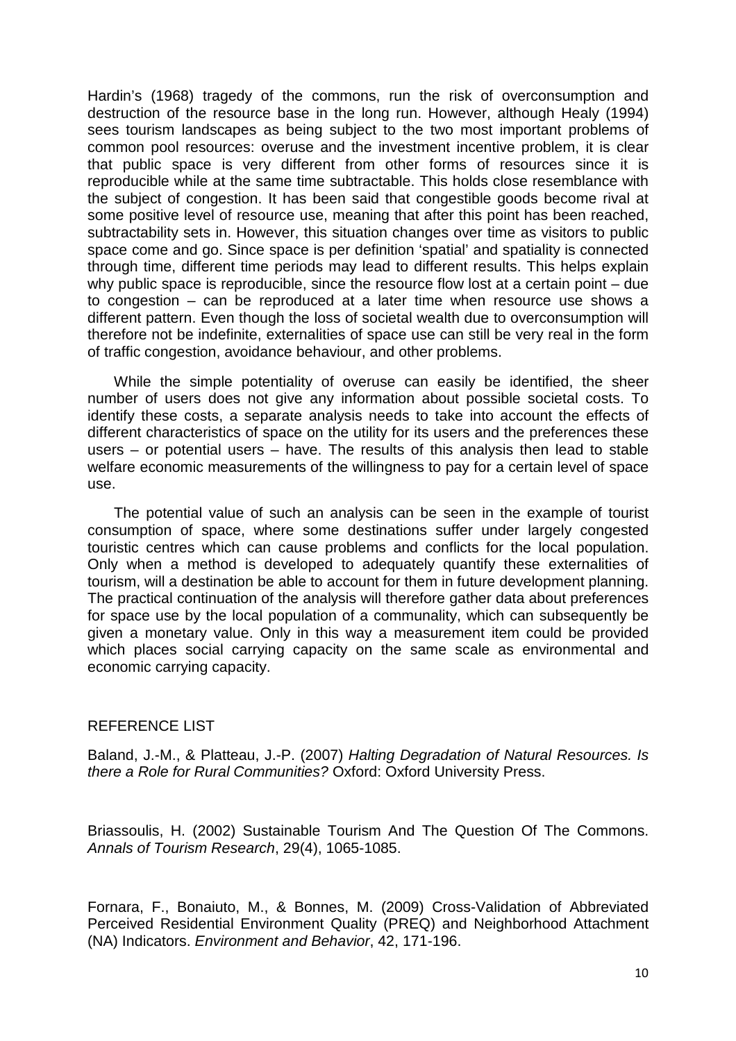Hardin's (1968) tragedy of the commons, run the risk of overconsumption and destruction of the resource base in the long run. However, although Healy (1994) sees tourism landscapes as being subject to the two most important problems of common pool resources: overuse and the investment incentive problem, it is clear that public space is very different from other forms of resources since it is reproducible while at the same time subtractable. This holds close resemblance with the subject of congestion. It has been said that congestible goods become rival at some positive level of resource use, meaning that after this point has been reached, subtractability sets in. However, this situation changes over time as visitors to public space come and go. Since space is per definition 'spatial' and spatiality is connected through time, different time periods may lead to different results. This helps explain why public space is reproducible, since the resource flow lost at a certain point – due to congestion – can be reproduced at a later time when resource use shows a different pattern. Even though the loss of societal wealth due to overconsumption will therefore not be indefinite, externalities of space use can still be very real in the form of traffic congestion, avoidance behaviour, and other problems.

While the simple potentiality of overuse can easily be identified, the sheer number of users does not give any information about possible societal costs. To identify these costs, a separate analysis needs to take into account the effects of different characteristics of space on the utility for its users and the preferences these users – or potential users – have. The results of this analysis then lead to stable welfare economic measurements of the willingness to pay for a certain level of space use.

The potential value of such an analysis can be seen in the example of tourist consumption of space, where some destinations suffer under largely congested touristic centres which can cause problems and conflicts for the local population. Only when a method is developed to adequately quantify these externalities of tourism, will a destination be able to account for them in future development planning. The practical continuation of the analysis will therefore gather data about preferences for space use by the local population of a communality, which can subsequently be given a monetary value. Only in this way a measurement item could be provided which places social carrying capacity on the same scale as environmental and economic carrying capacity.

## REFERENCE LIST

Baland, J.-M., & Platteau, J.-P. (2007) *Halting Degradation of Natural Resources. Is there a Role for Rural Communities?* Oxford: Oxford University Press.

Briassoulis, H. (2002) Sustainable Tourism And The Question Of The Commons. *Annals of Tourism Research*, 29(4), 1065-1085.

Fornara, F., Bonaiuto, M., & Bonnes, M. (2009) Cross-Validation of Abbreviated Perceived Residential Environment Quality (PREQ) and Neighborhood Attachment (NA) Indicators. *Environment and Behavior*, 42, 171-196.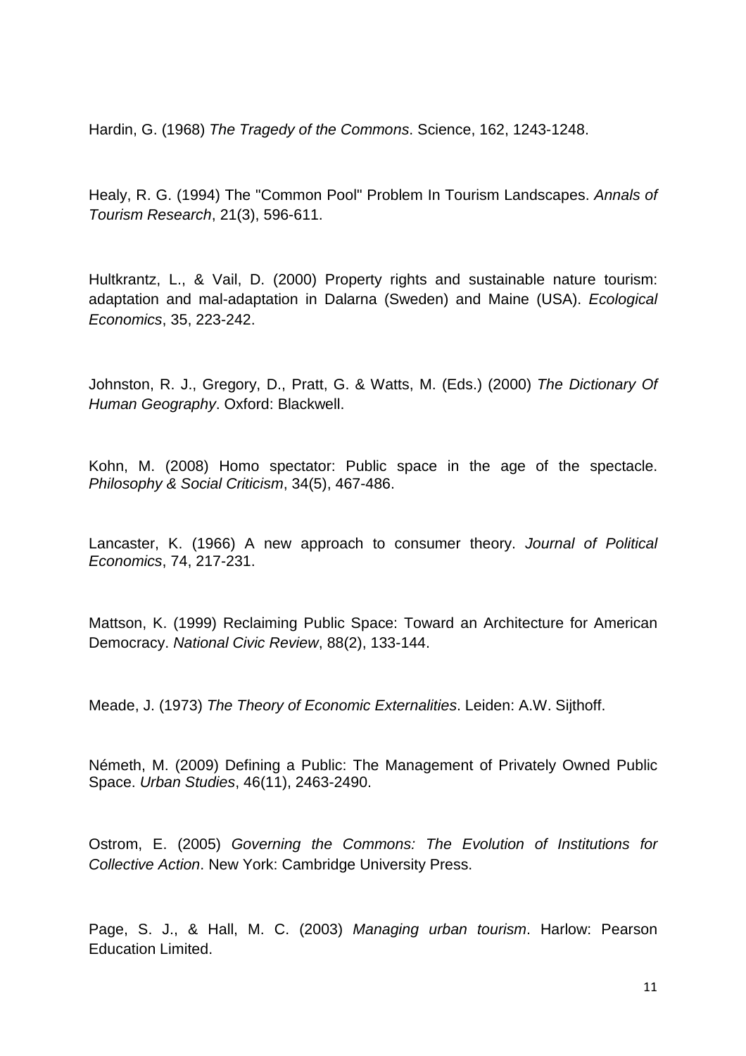Hardin, G. (1968) *The Tragedy of the Commons*. Science, 162, 1243-1248.

Healy, R. G. (1994) The "Common Pool" Problem In Tourism Landscapes. *Annals of Tourism Research*, 21(3), 596-611.

Hultkrantz, L., & Vail, D. (2000) Property rights and sustainable nature tourism: adaptation and mal-adaptation in Dalarna (Sweden) and Maine (USA). *Ecological Economics*, 35, 223-242.

Johnston, R. J., Gregory, D., Pratt, G. & Watts, M. (Eds.) (2000) *The Dictionary Of Human Geography*. Oxford: Blackwell.

Kohn, M. (2008) Homo spectator: Public space in the age of the spectacle. *Philosophy & Social Criticism*, 34(5), 467-486.

Lancaster, K. (1966) A new approach to consumer theory. *Journal of Political Economics*, 74, 217-231.

Mattson, K. (1999) Reclaiming Public Space: Toward an Architecture for American Democracy. *National Civic Review*, 88(2), 133-144.

Meade, J. (1973) *The Theory of Economic Externalities*. Leiden: A.W. Sijthoff.

Németh, M. (2009) Defining a Public: The Management of Privately Owned Public Space. *Urban Studies*, 46(11), 2463-2490.

Ostrom, E. (2005) *Governing the Commons: The Evolution of Institutions for Collective Action*. New York: Cambridge University Press.

Page, S. J., & Hall, M. C. (2003) *Managing urban tourism*. Harlow: Pearson Education Limited.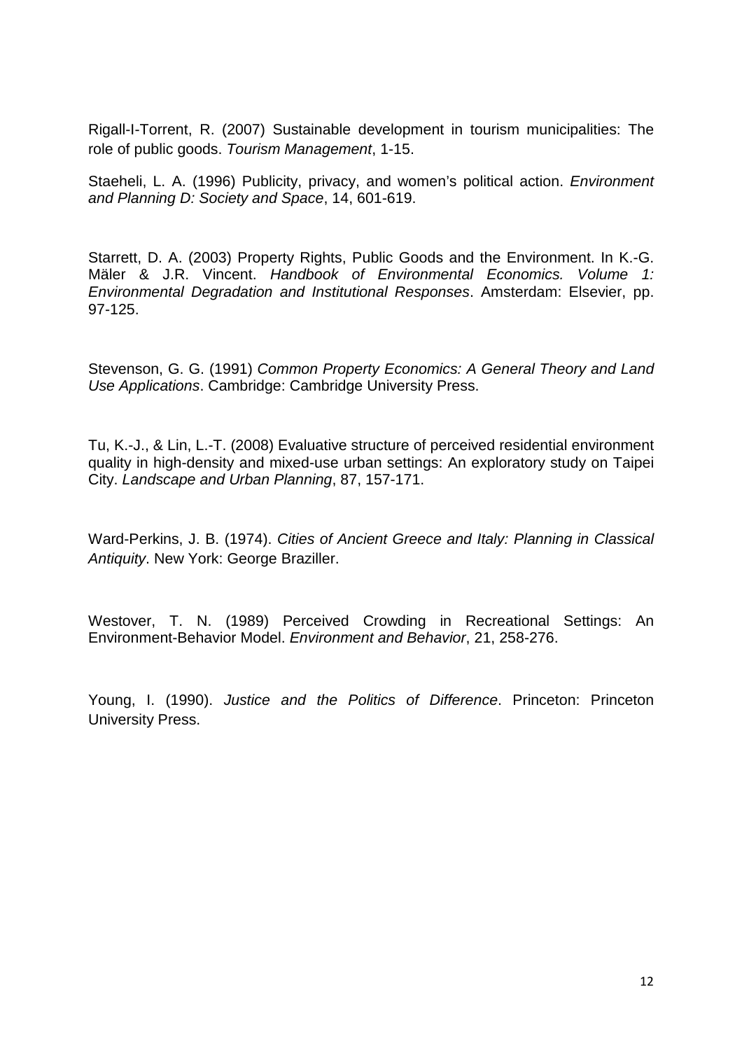Rigall-I-Torrent, R. (2007) Sustainable development in tourism municipalities: The role of public goods. *Tourism Management*, 1-15.

Staeheli, L. A. (1996) Publicity, privacy, and women's political action. *Environment and Planning D: Society and Space*, 14, 601-619.

Starrett, D. A. (2003) Property Rights, Public Goods and the Environment. In K.-G. Mäler & J.R. Vincent. *Handbook of Environmental Economics. Volume 1: Environmental Degradation and Institutional Responses*. Amsterdam: Elsevier, pp. 97-125.

Stevenson, G. G. (1991) *Common Property Economics: A General Theory and Land Use Applications*. Cambridge: Cambridge University Press.

Tu, K.-J., & Lin, L.-T. (2008) Evaluative structure of perceived residential environment quality in high-density and mixed-use urban settings: An exploratory study on Taipei City. *Landscape and Urban Planning*, 87, 157-171.

Ward-Perkins, J. B. (1974). *Cities of Ancient Greece and Italy: Planning in Classical Antiquity*. New York: George Braziller.

Westover, T. N. (1989) Perceived Crowding in Recreational Settings: An Environment-Behavior Model. *Environment and Behavior*, 21, 258-276.

Young, I. (1990). *Justice and the Politics of Difference*. Princeton: Princeton University Press.